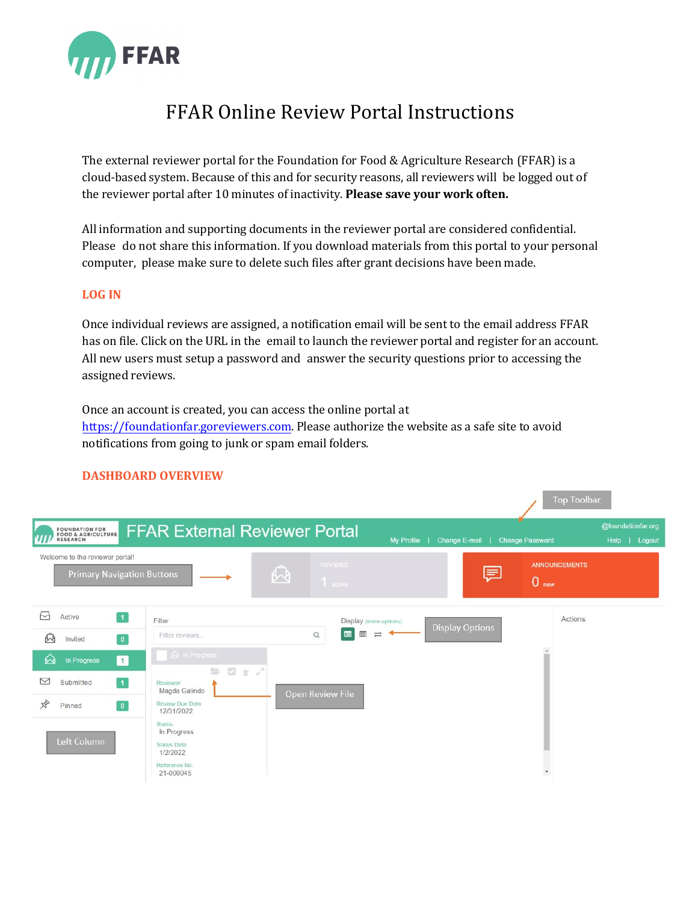# FFAR Online Review Portal Instructions

The external reviewer portal for the Foundation for Food & Agriculture Research (FFAR) is a cloud-based system. Because of this and for security reasons, all reviewers will be logged out of the reviewer portal after 10 minutes of inactivity. **Please save your work often.**

All information and supporting documents in the reviewer portal are considered confidential. Please do not share this information. If you download materials from this portal to your personal computer, please make sure to delete such files after grant decisions have been made.

## LOG IN

Once individual reviews are assigned, a notification email will be sent to the email address FFAR has on file. Click on the URL in the email to launch the reviewer portal and register for an account. All new users must setup a password and answer the security questions prior to accessing the assigned reviews.

Once an account is created, you can access the online portal at [https://foundationfar.goreviewers.com](https://foundationfar.goreviewers.com). Please authorize the website as a safe site to avoid notifications from going to junk or spam email folders.

## DASHBOARD OVERVIEW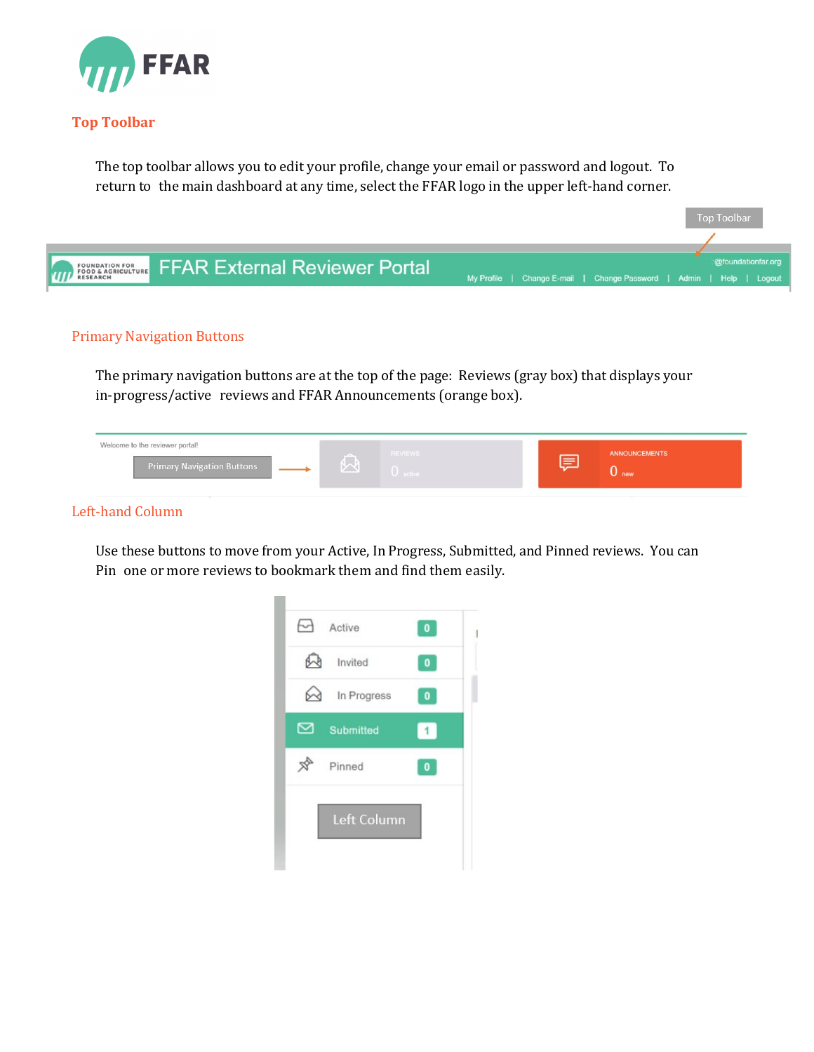## Top Toolbar

The top toolbar allows you to edit your profile, change your email or password and logout. To return to the main dashboard at any time, select the FFAR logo in the upper left-hand corner.

## Primary Navigation Buttons

The primary navigation buttons are at the top of the page: Reviews (gray box) that displays your in-progress/active reviews and FFAR Announcements (orange box).

## Left-hand Column

Use these buttons to move from your Active, In Progress, Submitted, and Pinned reviews. You can Pin one or more reviews to bookmark them and find them easily.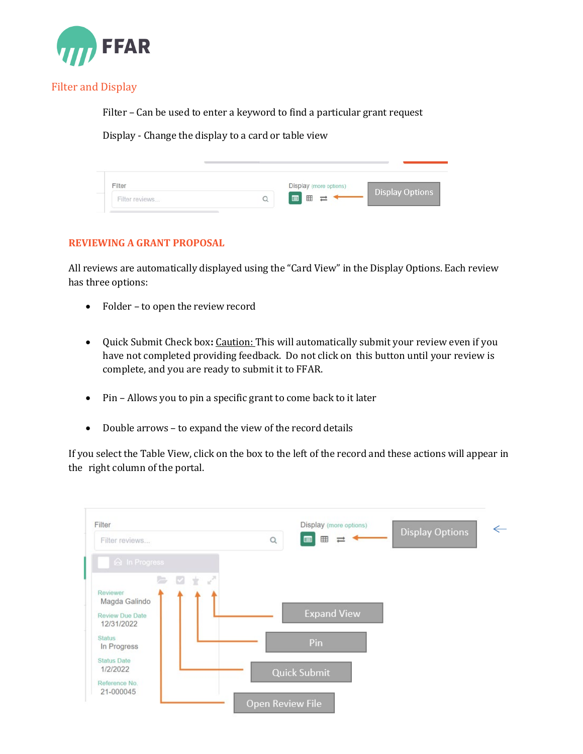## Filter and Display

Filter – Can be used to enter a keyword to find a particular grant request

Display - Change the display to a card or table view

### REVIEWING A GRANT PROPOSAL

All reviews are automatically displayed using the "Card View" in the Display Options. Each review has three options:

- Folder – to open the review record
- Quick Submit Check box**:** Caution: This will automatically submit your review even if you have not completed providing feedback. Do not click on this button until your review is complete, and you are ready to submit it to FFAR.
- Pin – Allows you to pin a specific grant to come back to it later
- Double arrows – to expand the view of the record details

If you select the Table View, click on the box to the left of the record and these actions will appear in the right column of the portal.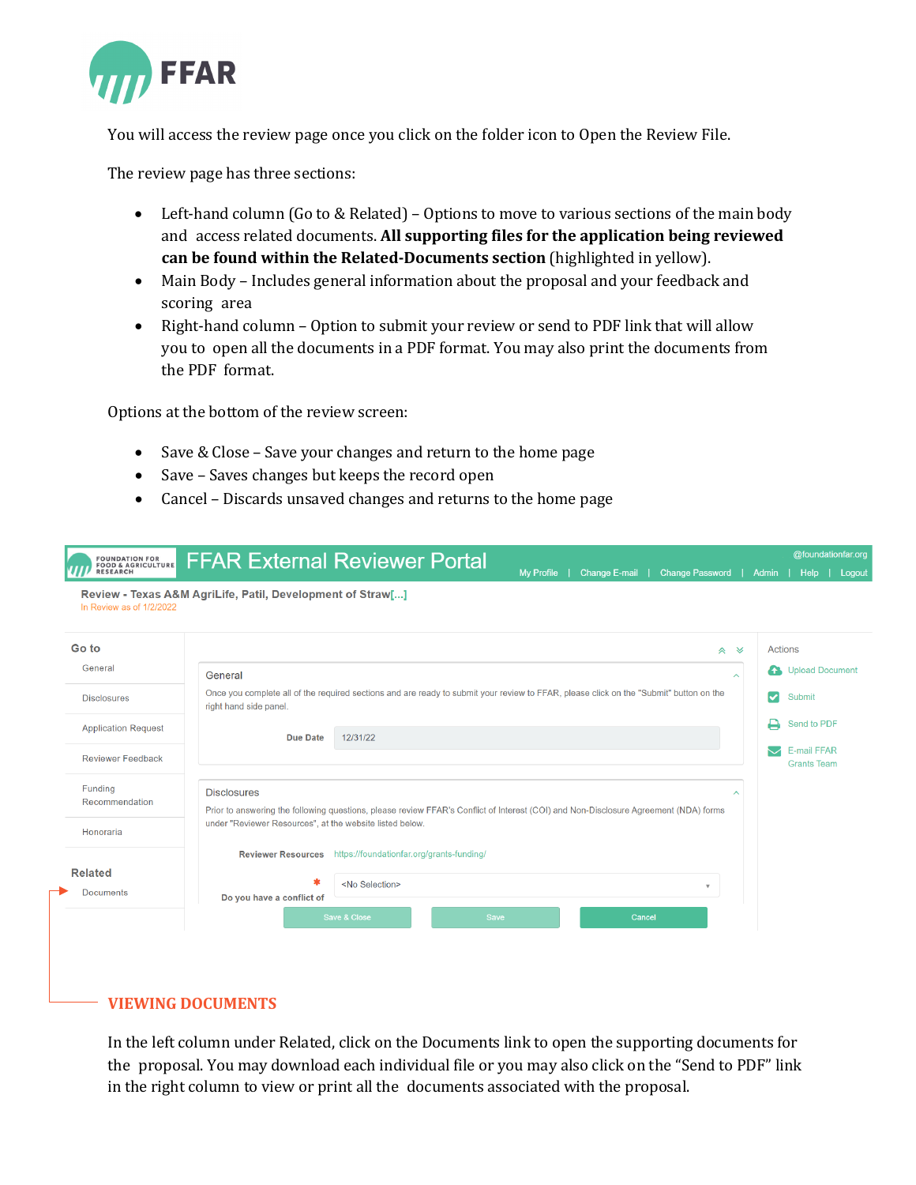You will access the review page once you click on the folder icon to Open the Review File.

The review page has three sections:

- Left-hand column (Go to & Related) – Options to move to various sections of the main body and access related documents. **All supporting files for the application being reviewed can be found within the Related-Documents section** (highlighted in yellow).
- Main Body – Includes general information about the proposal and your feedback and scoring area
- Right-hand column – Option to submit your review or send to PDF link that will allow you to open all the documents in a PDF format. You may also print the documents from the PDF format.

Options at the bottom of the review screen:

- Save & Close – Save your changes and return to the home page
- Save – Saves changes but keeps the record open
- Cancel – Discards unsaved changes and returns to the home page

FFAR External Reviewer Portal

My Profile | Change E-mail | Change Password | Admin | Help | Logout

Review - Texas A&M AgriLife, Patil, Development of Straw[...]

In Review as of 1/2/2022

Go to: General, Disclosures, Application Request, Reviewer Feedback, Funding Recommendation, Honoraria

Related: Documents

General

Once you complete all of the required sections and are ready to submit your review to FFAR, please click on the "Submit" button on the right hand side panel.

Due Date: 12/31/22

Disclosures

Prior to answering the following questions, please review FFAR's Conflict of Interest (COI) and Non-Disclosure Agreement (NDA) forms under "Reviewer Resources", at the website listed below.

Reviewer Resources: https://foundationfar.org/grants-funding/

Do you have a conflict of: <No Selection>

Save & Close | Save | Cancel

Actions: Upload Document, Submit, Send to PDF, E-mail FFAR Grants Team

## VIEWING DOCUMENTS

In the left column under Related, click on the Documents link to open the supporting documents for the proposal. You may download each individual file or you may also click on the "Send to PDF" link in the right column to view or print all the documents associated with the proposal.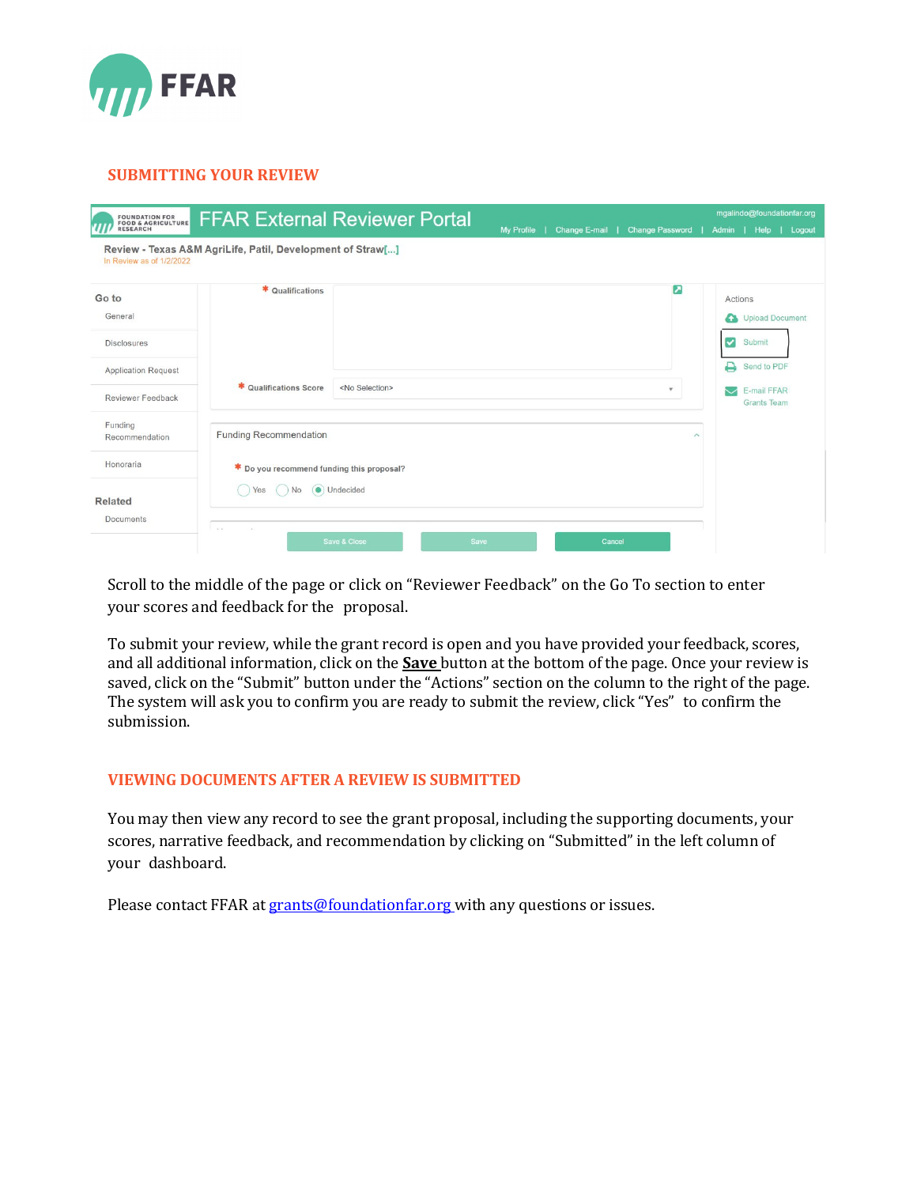## SUBMITTING YOUR REVIEW

Scroll to the middle of the page or click on "Reviewer Feedback" on the Go To section to enter your scores and feedback for the proposal.

To submit your review, while the grant record is open and you have provided your feedback, scores, and all additional information, click on the **Save** button at the bottom of the page. Once your review is saved, click on the "Submit" button under the "Actions" section on the column to the right of the page. The system will ask you to confirm you are ready to submit the review, click "Yes" to confirm the submission.

## VIEWING DOCUMENTS AFTER A REVIEW IS SUBMITTED

You may then view any record to see the grant proposal, including the supporting documents, your scores, narrative feedback, and recommendation by clicking on "Submitted" in the left column of your dashboard.

Please contact FFAR at grants@foundationfar.org with any questions or issues.